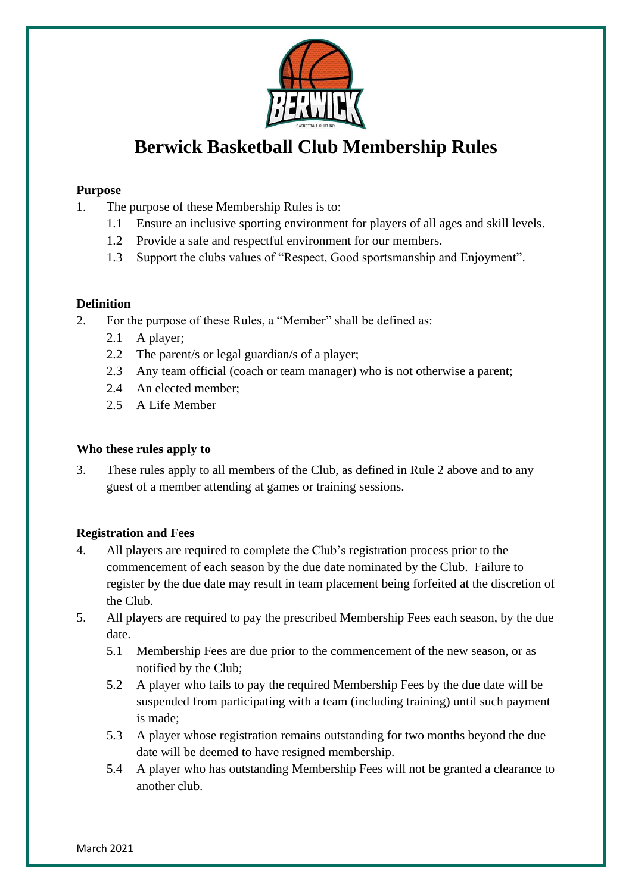# Berwick Basketball Club Membership Rules

**Purpose**

1. The purpose of these Membership Rules is to:
   - 1.1 Ensure an inclusive sporting environment for players of all ages and skill levels.
   - 1.2 Provide a safe and respectful environment for our members.
   - 1.3 Support the clubs values of "Respect, Good sportsmanship and Enjoyment".

**Definition**

2. For the purpose of these Rules, a "Member" shall be defined as:
   - 2.1 A player;
   - 2.2 The parent/s or legal guardian/s of a player;
   - 2.3 Any team official (coach or team manager) who is not otherwise a parent;
   - 2.4 An elected member;
   - 2.5 A Life Member

**Who these rules apply to**

3. These rules apply to all members of the Club, as defined in Rule 2 above and to any guest of a member attending at games or training sessions.

**Registration and Fees**

4. All players are required to complete the Club's registration process prior to the commencement of each season by the due date nominated by the Club. Failure to register by the due date may result in team placement being forfeited at the discretion of the Club.
5. All players are required to pay the prescribed Membership Fees each season, by the due date.
   - 5.1 Membership Fees are due prior to the commencement of the new season, or as notified by the Club;
   - 5.2 A player who fails to pay the required Membership Fees by the due date will be suspended from participating with a team (including training) until such payment is made;
   - 5.3 A player whose registration remains outstanding for two months beyond the due date will be deemed to have resigned membership.
   - 5.4 A player who has outstanding Membership Fees will not be granted a clearance to another club.

March 2021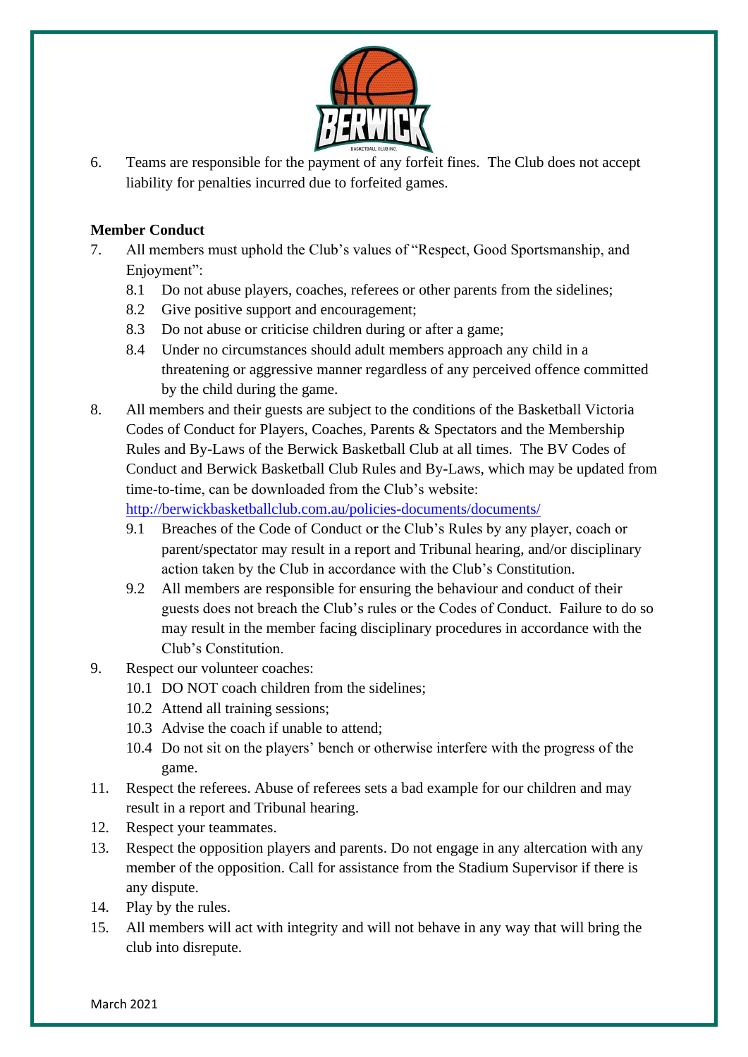6. Teams are responsible for the payment of any forfeit fines. The Club does not accept liability for penalties incurred due to forfeited games.

**Member Conduct**

7. All members must uphold the Club's values of "Respect, Good Sportsmanship, and Enjoyment":
   - 8.1 Do not abuse players, coaches, referees or other parents from the sidelines;
   - 8.2 Give positive support and encouragement;
   - 8.3 Do not abuse or criticise children during or after a game;
   - 8.4 Under no circumstances should adult members approach any child in a threatening or aggressive manner regardless of any perceived offence committed by the child during the game.
8. All members and their guests are subject to the conditions of the Basketball Victoria Codes of Conduct for Players, Coaches, Parents & Spectators and the Membership Rules and By-Laws of the Berwick Basketball Club at all times. The BV Codes of Conduct and Berwick Basketball Club Rules and By-Laws, which may be updated from time-to-time, can be downloaded from the Club's website: [http://berwickbasketballclub.com.au/policies-documents/documents/](http://berwickbasketballclub.com.au/policies-documents/documents/)
   - 9.1 Breaches of the Code of Conduct or the Club's Rules by any player, coach or parent/spectator may result in a report and Tribunal hearing, and/or disciplinary action taken by the Club in accordance with the Club's Constitution.
   - 9.2 All members are responsible for ensuring the behaviour and conduct of their guests does not breach the Club's rules or the Codes of Conduct. Failure to do so may result in the member facing disciplinary procedures in accordance with the Club's Constitution.
9. Respect our volunteer coaches:
   - 10.1 DO NOT coach children from the sidelines;
   - 10.2 Attend all training sessions;
   - 10.3 Advise the coach if unable to attend;
   - 10.4 Do not sit on the players' bench or otherwise interfere with the progress of the game.
11. Respect the referees. Abuse of referees sets a bad example for our children and may result in a report and Tribunal hearing.
12. Respect your teammates.
13. Respect the opposition players and parents. Do not engage in any altercation with any member of the opposition. Call for assistance from the Stadium Supervisor if there is any dispute.
14. Play by the rules.
15. All members will act with integrity and will not behave in any way that will bring the club into disrepute.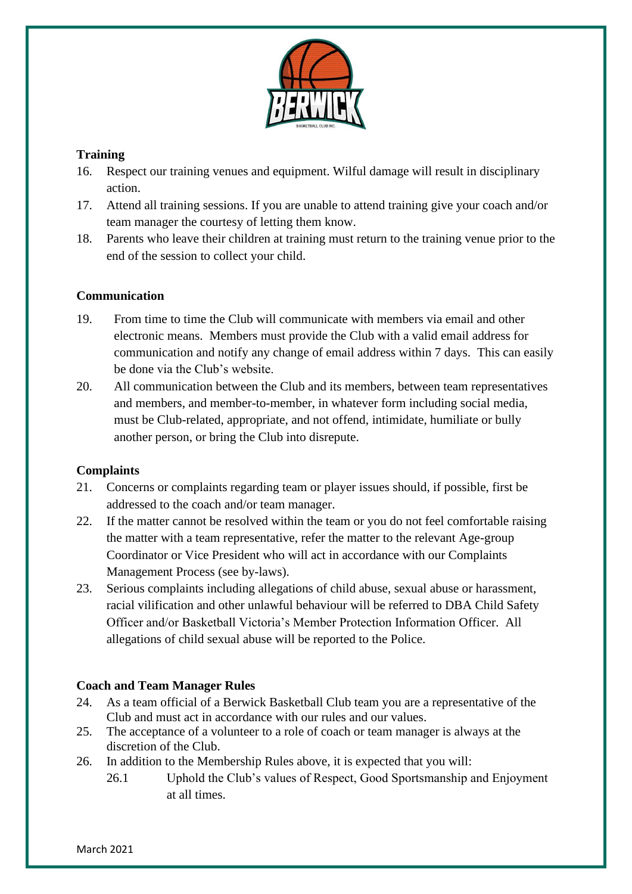### Training

16. Respect our training venues and equipment. Wilful damage will result in disciplinary action.
17. Attend all training sessions. If you are unable to attend training give your coach and/or team manager the courtesy of letting them know.
18. Parents who leave their children at training must return to the training venue prior to the end of the session to collect your child.

### Communication

19. From time to time the Club will communicate with members via email and other electronic means. Members must provide the Club with a valid email address for communication and notify any change of email address within 7 days. This can easily be done via the Club's website.
20. All communication between the Club and its members, between team representatives and members, and member-to-member, in whatever form including social media, must be Club-related, appropriate, and not offend, intimidate, humiliate or bully another person, or bring the Club into disrepute.

### Complaints

21. Concerns or complaints regarding team or player issues should, if possible, first be addressed to the coach and/or team manager.
22. If the matter cannot be resolved within the team or you do not feel comfortable raising the matter with a team representative, refer the matter to the relevant Age-group Coordinator or Vice President who will act in accordance with our Complaints Management Process (see by-laws).
23. Serious complaints including allegations of child abuse, sexual abuse or harassment, racial vilification and other unlawful behaviour will be referred to DBA Child Safety Officer and/or Basketball Victoria's Member Protection Information Officer. All allegations of child sexual abuse will be reported to the Police.

### Coach and Team Manager Rules

24. As a team official of a Berwick Basketball Club team you are a representative of the Club and must act in accordance with our rules and our values.
25. The acceptance of a volunteer to a role of coach or team manager is always at the discretion of the Club.
26. In addition to the Membership Rules above, it is expected that you will:
    - 26.1 Uphold the Club's values of Respect, Good Sportsmanship and Enjoyment at all times.

March 2021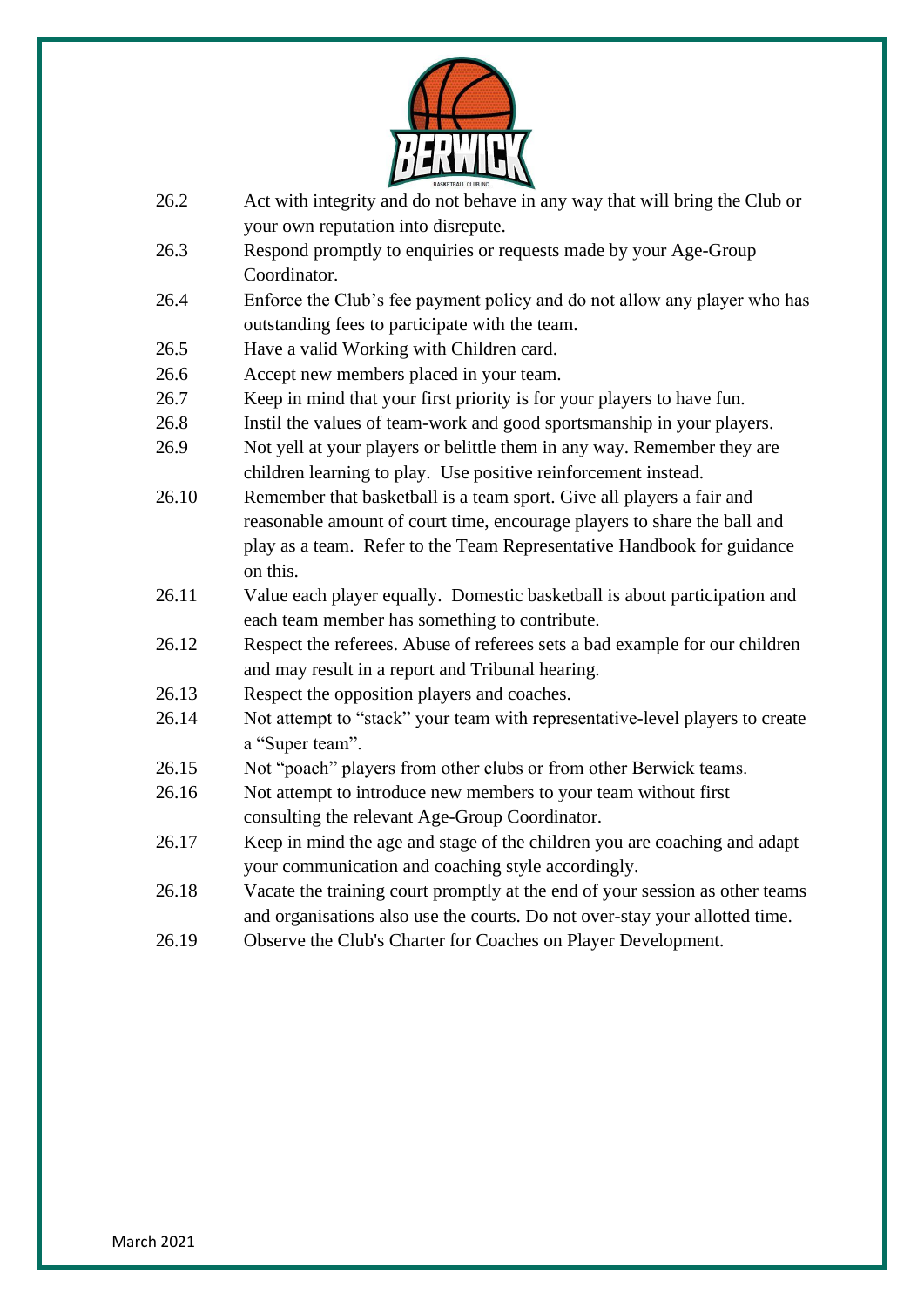26.2 Act with integrity and do not behave in any way that will bring the Club or your own reputation into disrepute.

26.3 Respond promptly to enquiries or requests made by your Age-Group Coordinator.

26.4 Enforce the Club's fee payment policy and do not allow any player who has outstanding fees to participate with the team.

26.5 Have a valid Working with Children card.

26.6 Accept new members placed in your team.

26.7 Keep in mind that your first priority is for your players to have fun.

26.8 Instil the values of team-work and good sportsmanship in your players.

26.9 Not yell at your players or belittle them in any way. Remember they are children learning to play. Use positive reinforcement instead.

26.10 Remember that basketball is a team sport. Give all players a fair and reasonable amount of court time, encourage players to share the ball and play as a team. Refer to the Team Representative Handbook for guidance on this.

26.11 Value each player equally. Domestic basketball is about participation and each team member has something to contribute.

26.12 Respect the referees. Abuse of referees sets a bad example for our children and may result in a report and Tribunal hearing.

26.13 Respect the opposition players and coaches.

26.14 Not attempt to "stack" your team with representative-level players to create a "Super team".

26.15 Not "poach" players from other clubs or from other Berwick teams.

26.16 Not attempt to introduce new members to your team without first consulting the relevant Age-Group Coordinator.

26.17 Keep in mind the age and stage of the children you are coaching and adapt your communication and coaching style accordingly.

26.18 Vacate the training court promptly at the end of your session as other teams and organisations also use the courts. Do not over-stay your allotted time.

26.19 Observe the Club's Charter for Coaches on Player Development.